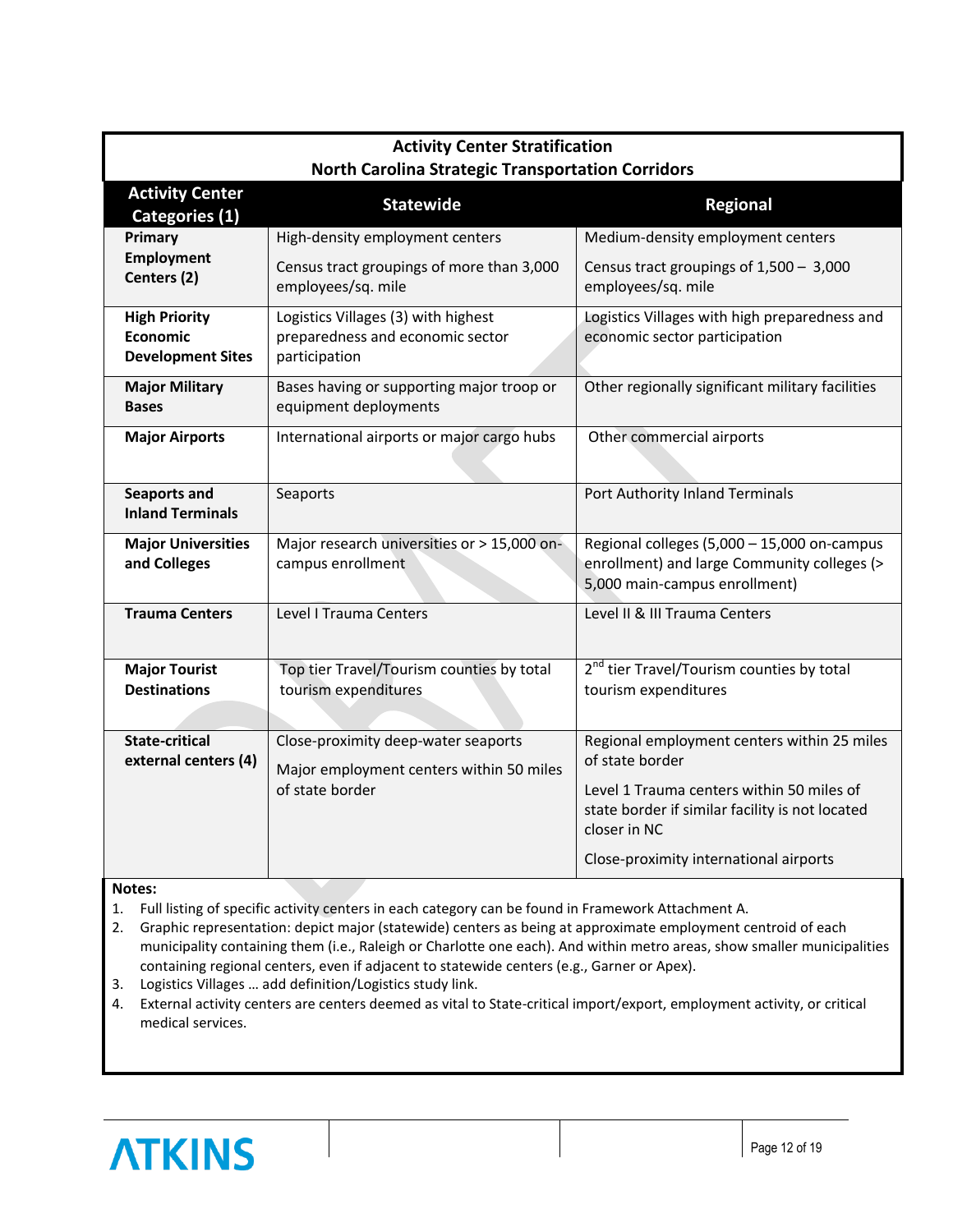## Activity Center Stratification
## North Carolina Strategic Transportation Corridors

| Activity Center Categories (1) | Statewide | Regional |
|---|---|---|
| **Primary Employment Centers (2)** | High-density employment centers<br><br>Census tract groupings of more than 3,000 employees/sq. mile | Medium-density employment centers<br><br>Census tract groupings of 1,500 – 3,000 employees/sq. mile |
| **High Priority Economic Development Sites** | Logistics Villages (3) with highest preparedness and economic sector participation | Logistics Villages with high preparedness and economic sector participation |
| **Major Military Bases** | Bases having or supporting major troop or equipment deployments | Other regionally significant military facilities |
| **Major Airports** | International airports or major cargo hubs | Other commercial airports |
| **Seaports and Inland Terminals** | Seaports | Port Authority Inland Terminals |
| **Major Universities and Colleges** | Major research universities or > 15,000 on-campus enrollment | Regional colleges (5,000 – 15,000 on-campus enrollment) and large Community colleges (> 5,000 main-campus enrollment) |
| **Trauma Centers** | Level I Trauma Centers | Level II & III Trauma Centers |
| **Major Tourist Destinations** | Top tier Travel/Tourism counties by total tourism expenditures | 2nd tier Travel/Tourism counties by total tourism expenditures |
| **State-critical external centers (4)** | Close-proximity deep-water seaports<br><br>Major employment centers within 50 miles of state border | Regional employment centers within 25 miles of state border<br><br>Level 1 Trauma centers within 50 miles of state border if similar facility is not located closer in NC<br><br>Close-proximity international airports |

**Notes:**

1. Full listing of specific activity centers in each category can be found in Framework Attachment A.
2. Graphic representation: depict major (statewide) centers as being at approximate employment centroid of each municipality containing them (i.e., Raleigh or Charlotte one each). And within metro areas, show smaller municipalities containing regional centers, even if adjacent to statewide centers (e.g., Garner or Apex).
3. Logistics Villages … add definition/Logistics study link.
4. External activity centers are centers deemed as vital to State-critical import/export, employment activity, or critical medical services.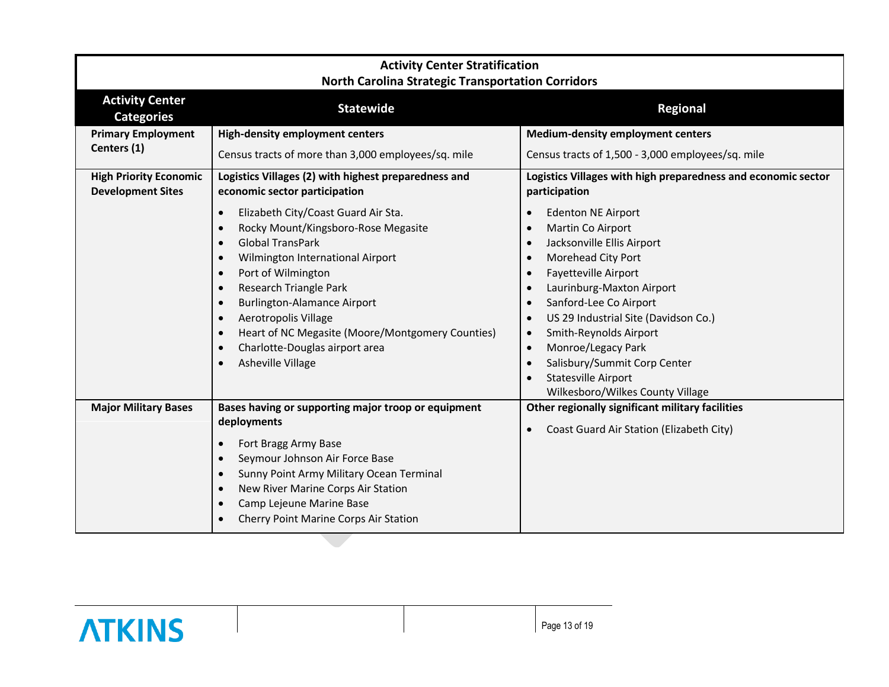**Activity Center Stratification**
**North Carolina Strategic Transportation Corridors**

| Activity Center Categories | Statewide | Regional |
|---|---|---|
| **Primary Employment Centers (1)** | **High-density employment centers**<br><br>Census tracts of more than 3,000 employees/sq. mile | **Medium-density employment centers**<br><br>Census tracts of 1,500 - 3,000 employees/sq. mile |
| **High Priority Economic Development Sites** | **Logistics Villages (2) with highest preparedness and economic sector participation**<br><br>• Elizabeth City/Coast Guard Air Sta.<br>• Rocky Mount/Kingsboro-Rose Megasite<br>• Global TransPark<br>• Wilmington International Airport<br>• Port of Wilmington<br>• Research Triangle Park<br>• Burlington-Alamance Airport<br>• Aerotropolis Village<br>• Heart of NC Megasite (Moore/Montgomery Counties)<br>• Charlotte-Douglas airport area<br>• Asheville Village | **Logistics Villages with high preparedness and economic sector participation**<br><br>• Edenton NE Airport<br>• Martin Co Airport<br>• Jacksonville Ellis Airport<br>• Morehead City Port<br>• Fayetteville Airport<br>• Laurinburg-Maxton Airport<br>• Sanford-Lee Co Airport<br>• US 29 Industrial Site (Davidson Co.)<br>• Smith-Reynolds Airport<br>• Monroe/Legacy Park<br>• Salisbury/Summit Corp Center<br>• Statesville Airport<br>Wilkesboro/Wilkes County Village |
| **Major Military Bases** | **Bases having or supporting major troop or equipment deployments**<br><br>• Fort Bragg Army Base<br>• Seymour Johnson Air Force Base<br>• Sunny Point Army Military Ocean Terminal<br>• New River Marine Corps Air Station<br>• Camp Lejeune Marine Base<br>• Cherry Point Marine Corps Air Station | **Other regionally significant military facilities**<br><br>• Coast Guard Air Station (Elizabeth City) |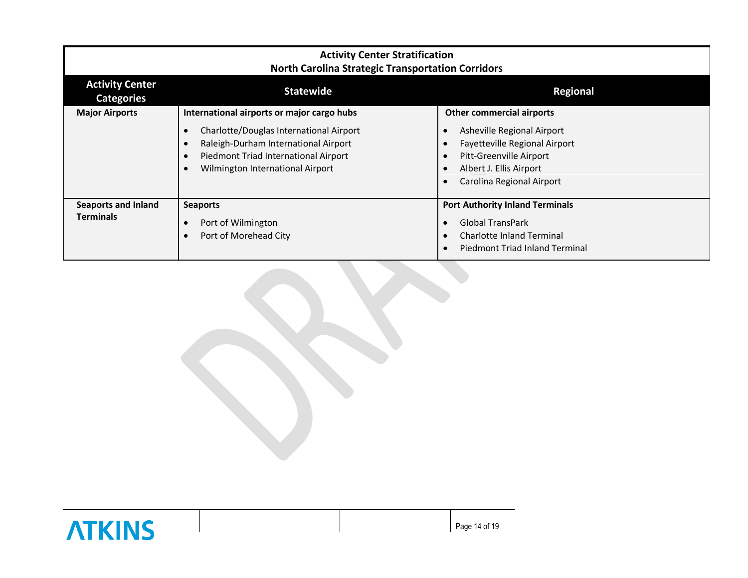| Activity Center Stratification<br>North Carolina Strategic Transportation Corridors | | |
|---|---|---|
| **Activity Center Categories** | **Statewide** | **Regional** |
| **Major Airports** | **International airports or major cargo hubs**<br>• Charlotte/Douglas International Airport<br>• Raleigh-Durham International Airport<br>• Piedmont Triad International Airport<br>• Wilmington International Airport | **Other commercial airports**<br>• Asheville Regional Airport<br>• Fayetteville Regional Airport<br>• Pitt-Greenville Airport<br>• Albert J. Ellis Airport<br>• Carolina Regional Airport |
| **Seaports and Inland Terminals** | **Seaports**<br>• Port of Wilmington<br>• Port of Morehead City | **Port Authority Inland Terminals**<br>• Global TransPark<br>• Charlotte Inland Terminal<br>• Piedmont Triad Inland Terminal |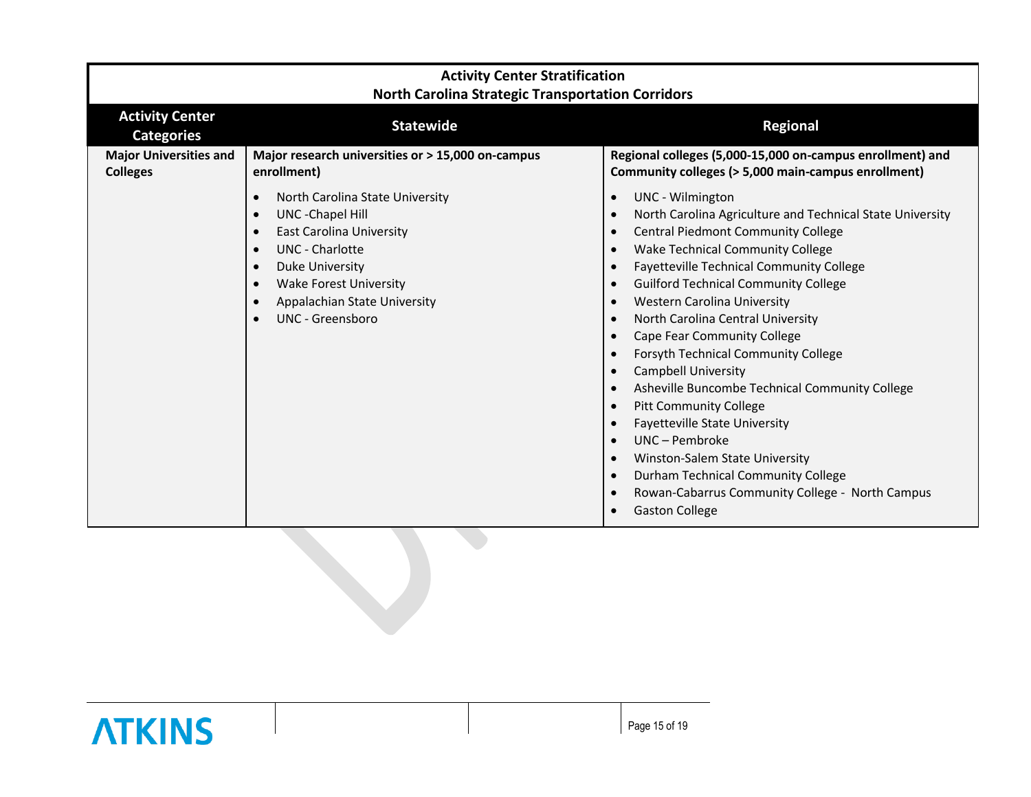| Activity Center Stratification<br>North Carolina Strategic Transportation Corridors | | |
|---|---|---|
| **Activity Center Categories** | **Statewide** | **Regional** |
| **Major Universities and Colleges** | **Major research universities or > 15,000 on-campus enrollment)**<br><br>• North Carolina State University<br>• UNC -Chapel Hill<br>• East Carolina University<br>• UNC - Charlotte<br>• Duke University<br>• Wake Forest University<br>• Appalachian State University<br>• UNC - Greensboro | **Regional colleges (5,000-15,000 on-campus enrollment) and Community colleges (> 5,000 main-campus enrollment)**<br><br>• UNC - Wilmington<br>• North Carolina Agriculture and Technical State University<br>• Central Piedmont Community College<br>• Wake Technical Community College<br>• Fayetteville Technical Community College<br>• Guilford Technical Community College<br>• Western Carolina University<br>• North Carolina Central University<br>• Cape Fear Community College<br>• Forsyth Technical Community College<br>• Campbell University<br>• Asheville Buncombe Technical Community College<br>• Pitt Community College<br>• Fayetteville State University<br>• UNC – Pembroke<br>• Winston-Salem State University<br>• Durham Technical Community College<br>• Rowan-Cabarrus Community College - North Campus<br>• Gaston College |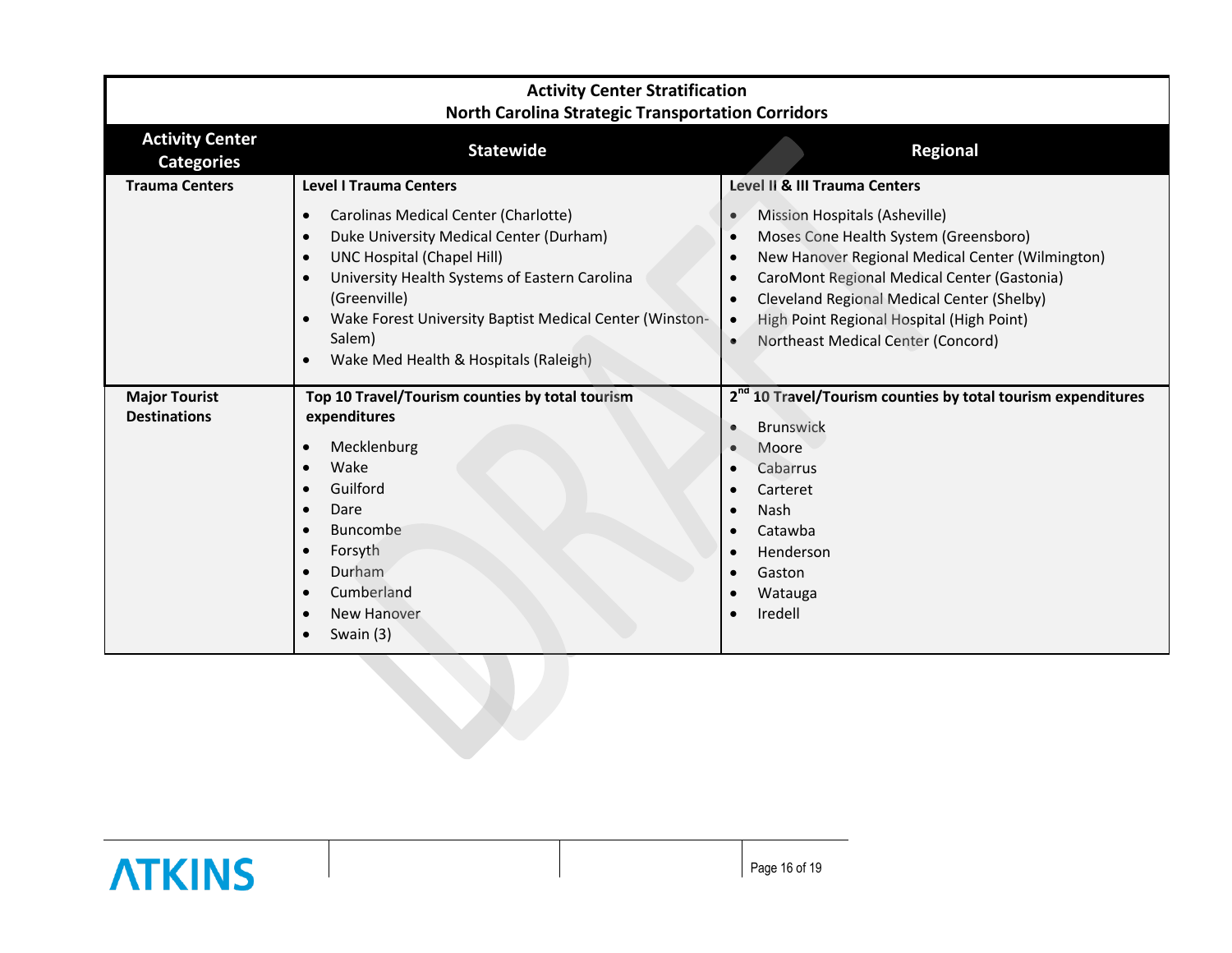| Activity Center Stratification<br>North Carolina Strategic Transportation Corridors | | |
|---|---|---|
| **Activity Center Categories** | **Statewide** | **Regional** |
| **Trauma Centers** | **Level I Trauma Centers**<br>• Carolinas Medical Center (Charlotte)<br>• Duke University Medical Center (Durham)<br>• UNC Hospital (Chapel Hill)<br>• University Health Systems of Eastern Carolina (Greenville)<br>• Wake Forest University Baptist Medical Center (Winston-Salem)<br>• Wake Med Health & Hospitals (Raleigh) | **Level II & III Trauma Centers**<br>• Mission Hospitals (Asheville)<br>• Moses Cone Health System (Greensboro)<br>• New Hanover Regional Medical Center (Wilmington)<br>• CaroMont Regional Medical Center (Gastonia)<br>• Cleveland Regional Medical Center (Shelby)<br>• High Point Regional Hospital (High Point)<br>• Northeast Medical Center (Concord) |
| **Major Tourist Destinations** | **Top 10 Travel/Tourism counties by total tourism expenditures**<br>• Mecklenburg<br>• Wake<br>• Guilford<br>• Dare<br>• Buncombe<br>• Forsyth<br>• Durham<br>• Cumberland<br>• New Hanover<br>• Swain (3) | **2nd 10 Travel/Tourism counties by total tourism expenditures**<br>• Brunswick<br>• Moore<br>• Cabarrus<br>• Carteret<br>• Nash<br>• Catawba<br>• Henderson<br>• Gaston<br>• Watauga<br>• Iredell |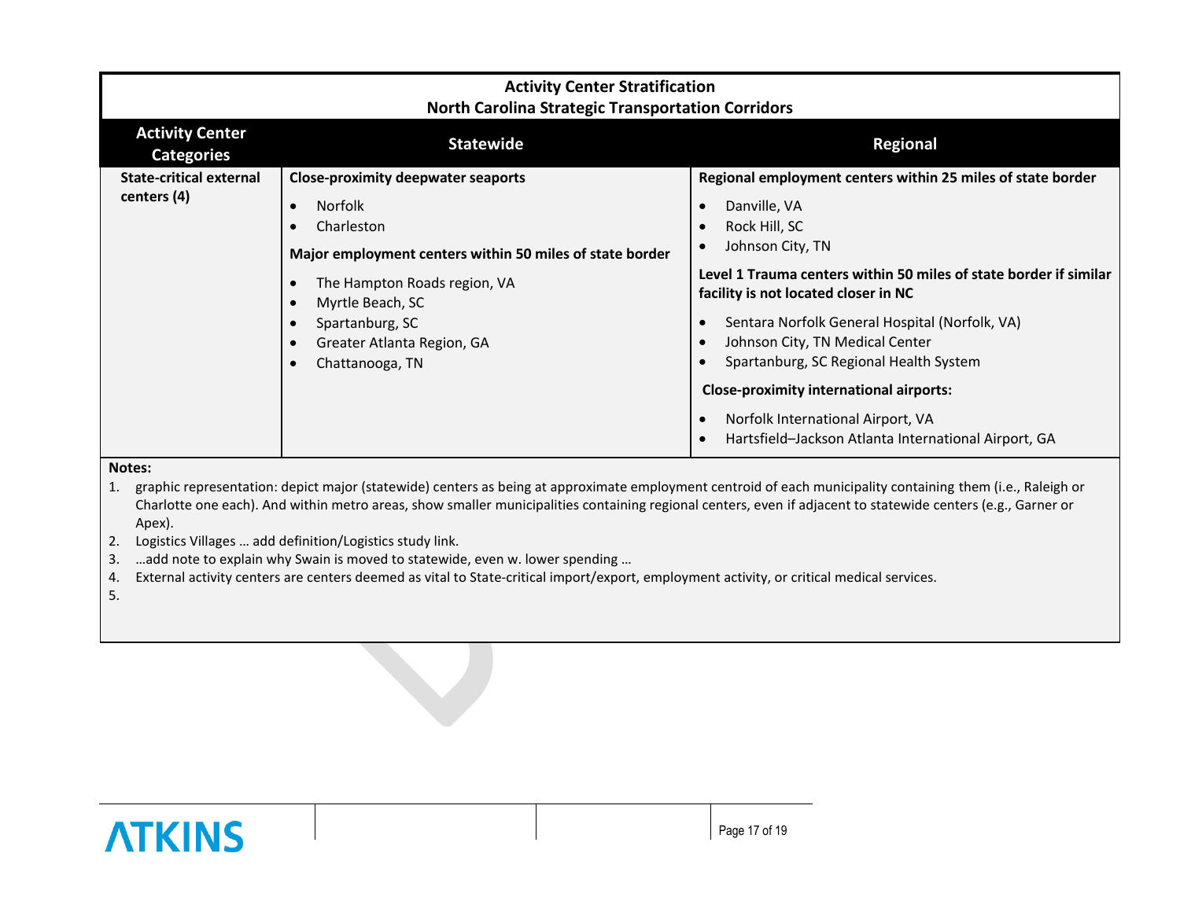| Activity Center Stratification<br>North Carolina Strategic Transportation Corridors | | |
|---|---|---|
| **Activity Center Categories** | **Statewide** | **Regional** |
| **State-critical external centers (4)** | **Close-proximity deepwater seaports**<br>• Norfolk<br>• Charleston<br>**Major employment centers within 50 miles of state border**<br>• The Hampton Roads region, VA<br>• Myrtle Beach, SC<br>• Spartanburg, SC<br>• Greater Atlanta Region, GA<br>• Chattanooga, TN | **Regional employment centers within 25 miles of state border**<br>• Danville, VA<br>• Rock Hill, SC<br>• Johnson City, TN<br>**Level 1 Trauma centers within 50 miles of state border if similar facility is not located closer in NC**<br>• Sentara Norfolk General Hospital (Norfolk, VA)<br>• Johnson City, TN Medical Center<br>• Spartanburg, SC Regional Health System<br>**Close-proximity international airports:**<br>• Norfolk International Airport, VA<br>• Hartsfield–Jackson Atlanta International Airport, GA |

**Notes:**

1. graphic representation: depict major (statewide) centers as being at approximate employment centroid of each municipality containing them (i.e., Raleigh or Charlotte one each). And within metro areas, show smaller municipalities containing regional centers, even if adjacent to statewide centers (e.g., Garner or Apex).
2. Logistics Villages … add definition/Logistics study link.
3. …add note to explain why Swain is moved to statewide, even w. lower spending …
4. External activity centers are centers deemed as vital to State-critical import/export, employment activity, or critical medical services.
5.